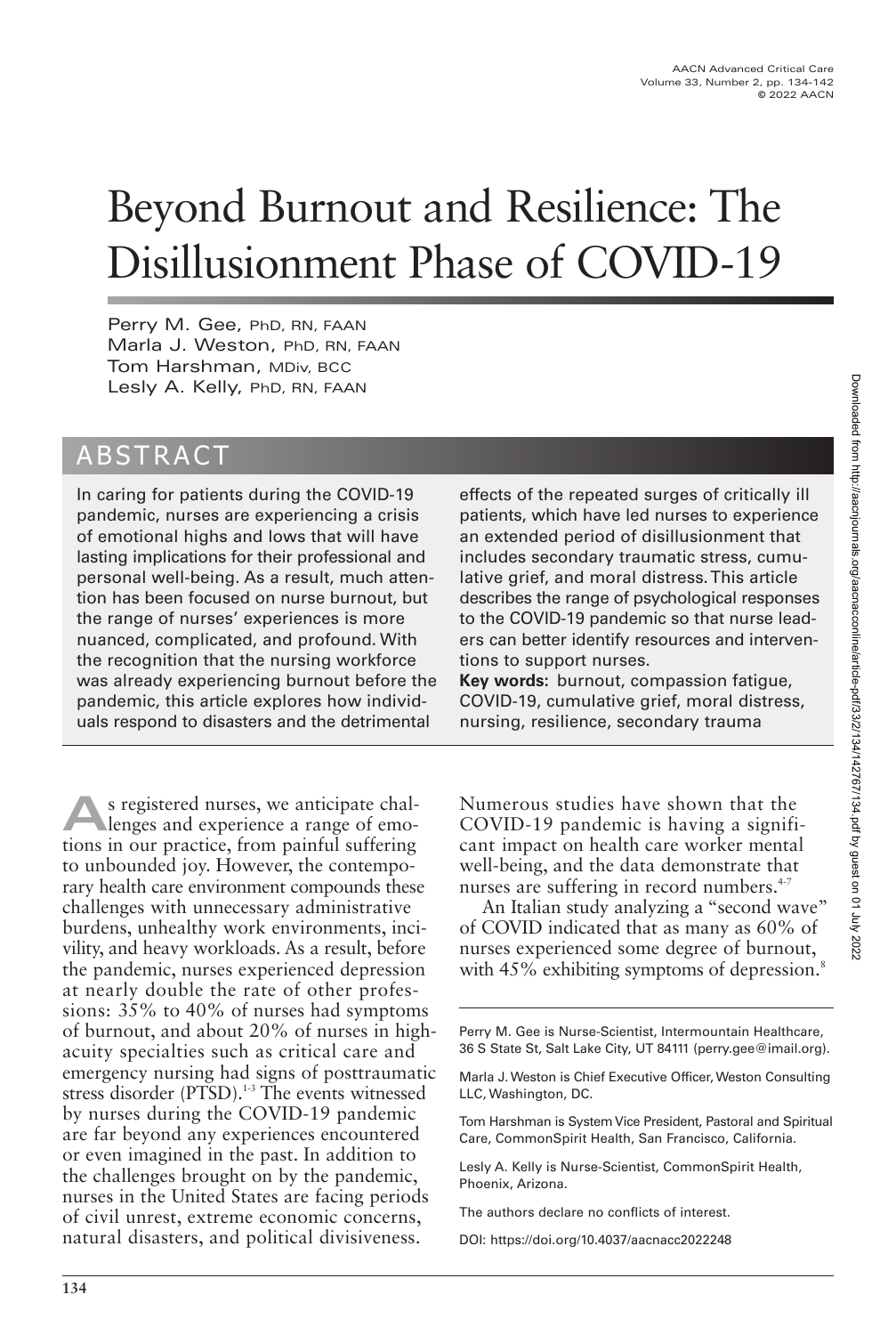# Beyond Burnout and Resilience: The Disillusionment Phase of COVID-19

Perry M. Gee, PhD, RN, FAAN
Marla J. Weston, PhD, RN, FAAN
Tom Harshman, MDiv, BCC
Lesly A. Kelly, PhD, RN, FAAN

## ABSTRACT

In caring for patients during the COVID-19 pandemic, nurses are experiencing a crisis of emotional highs and lows that will have lasting implications for their professional and personal well-being. As a result, much attention has been focused on nurse burnout, but the range of nurses' experiences is more nuanced, complicated, and profound. With the recognition that the nursing workforce was already experiencing burnout before the pandemic, this article explores how individuals respond to disasters and the detrimental effects of the repeated surges of critically ill patients, which have led nurses to experience an extended period of disillusionment that includes secondary traumatic stress, cumulative grief, and moral distress. This article describes the range of psychological responses to the COVID-19 pandemic so that nurse leaders can better identify resources and interventions to support nurses.

**Key words:** burnout, compassion fatigue, COVID-19, cumulative grief, moral distress, nursing, resilience, secondary trauma

As registered nurses, we anticipate challenges and experience a range of emotions in our practice, from painful suffering to unbounded joy. However, the contemporary health care environment compounds these challenges with unnecessary administrative burdens, unhealthy work environments, incivility, and heavy workloads. As a result, before the pandemic, nurses experienced depression at nearly double the rate of other professions: 35% to 40% of nurses had symptoms of burnout, and about 20% of nurses in high-acuity specialties such as critical care and emergency nursing had signs of posttraumatic stress disorder (PTSD).[1-3] The events witnessed by nurses during the COVID-19 pandemic are far beyond any experiences encountered or even imagined in the past. In addition to the challenges brought on by the pandemic, nurses in the United States are facing periods of civil unrest, extreme economic concerns, natural disasters, and political divisiveness. Numerous studies have shown that the COVID-19 pandemic is having a significant impact on health care worker mental well-being, and the data demonstrate that nurses are suffering in record numbers.[4-7]

An Italian study analyzing a "second wave" of COVID indicated that as many as 60% of nurses experienced some degree of burnout, with 45% exhibiting symptoms of depression.[8]

Perry M. Gee is Nurse-Scientist, Intermountain Healthcare, 36 S State St, Salt Lake City, UT 84111 (perry.gee@imail.org).

Marla J. Weston is Chief Executive Officer, Weston Consulting LLC, Washington, DC.

Tom Harshman is System Vice President, Pastoral and Spiritual Care, CommonSpirit Health, San Francisco, California.

Lesly A. Kelly is Nurse-Scientist, CommonSpirit Health, Phoenix, Arizona.

The authors declare no conflicts of interest.

DOI: https://doi.org/10.4037/aacnacc2022248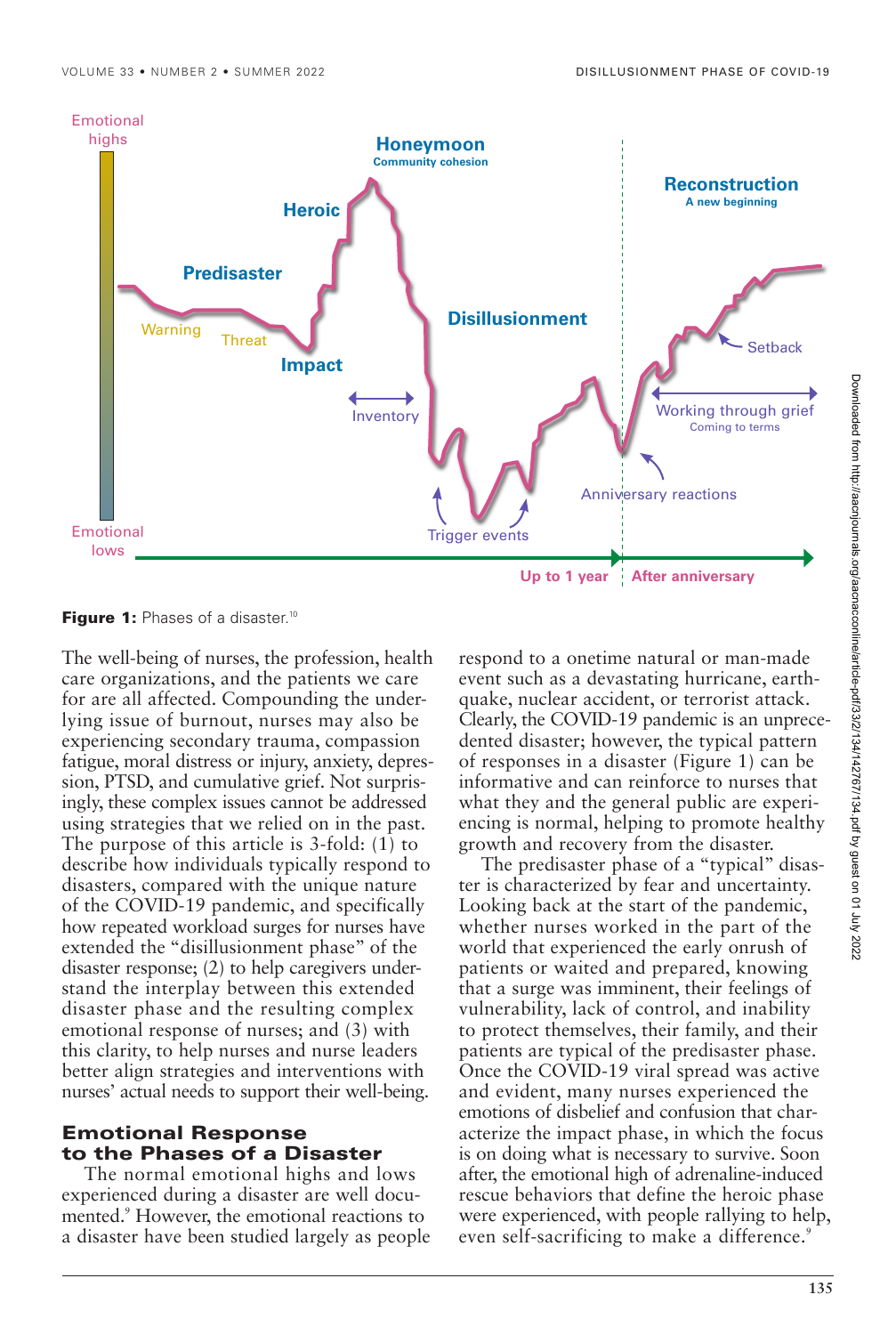**Figure 1:** Phases of a disaster.[10]

The well-being of nurses, the profession, health care organizations, and the patients we care for are all affected. Compounding the underlying issue of burnout, nurses may also be experiencing secondary trauma, compassion fatigue, moral distress or injury, anxiety, depression, PTSD, and cumulative grief. Not surprisingly, these complex issues cannot be addressed using strategies that we relied on in the past. The purpose of this article is 3-fold: (1) to describe how individuals typically respond to disasters, compared with the unique nature of the COVID-19 pandemic, and specifically how repeated workload surges for nurses have extended the "disillusionment phase" of the disaster response; (2) to help caregivers understand the interplay between this extended disaster phase and the resulting complex emotional response of nurses; and (3) with this clarity, to help nurses and nurse leaders better align strategies and interventions with nurses' actual needs to support their well-being.

## Emotional Response to the Phases of a Disaster

The normal emotional highs and lows experienced during a disaster are well documented.[9] However, the emotional reactions to a disaster have been studied largely as people respond to a onetime natural or man-made event such as a devastating hurricane, earthquake, nuclear accident, or terrorist attack. Clearly, the COVID-19 pandemic is an unprecedented disaster; however, the typical pattern of responses in a disaster (Figure 1) can be informative and can reinforce to nurses that what they and the general public are experiencing is normal, helping to promote healthy growth and recovery from the disaster.

The predisaster phase of a "typical" disaster is characterized by fear and uncertainty. Looking back at the start of the pandemic, whether nurses worked in the part of the world that experienced the early onrush of patients or waited and prepared, knowing that a surge was imminent, their feelings of vulnerability, lack of control, and inability to protect themselves, their family, and their patients are typical of the predisaster phase. Once the COVID-19 viral spread was active and evident, many nurses experienced the emotions of disbelief and confusion that characterize the impact phase, in which the focus is on doing what is necessary to survive. Soon after, the emotional high of adrenaline-induced rescue behaviors that define the heroic phase were experienced, with people rallying to help, even self-sacrificing to make a difference.[9]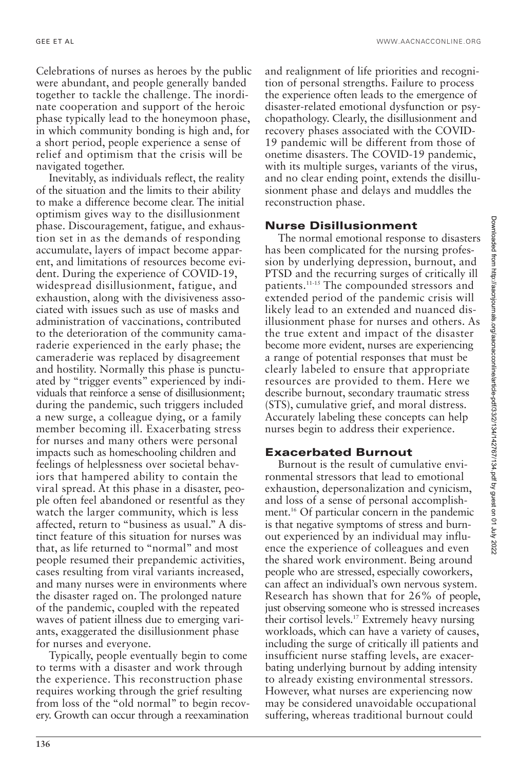Celebrations of nurses as heroes by the public were abundant, and people generally banded together to tackle the challenge. The inordinate cooperation and support of the heroic phase typically lead to the honeymoon phase, in which community bonding is high and, for a short period, people experience a sense of relief and optimism that the crisis will be navigated together.

Inevitably, as individuals reflect, the reality of the situation and the limits to their ability to make a difference become clear. The initial optimism gives way to the disillusionment phase. Discouragement, fatigue, and exhaustion set in as the demands of responding accumulate, layers of impact become apparent, and limitations of resources become evident. During the experience of COVID-19, widespread disillusionment, fatigue, and exhaustion, along with the divisiveness associated with issues such as use of masks and administration of vaccinations, contributed to the deterioration of the community camaraderie experienced in the early phase; the cameraderie was replaced by disagreement and hostility. Normally this phase is punctuated by "trigger events" experienced by individuals that reinforce a sense of disillusionment; during the pandemic, such triggers included a new surge, a colleague dying, or a family member becoming ill. Exacerbating stress for nurses and many others were personal impacts such as homeschooling children and feelings of helplessness over societal behaviors that hampered ability to contain the viral spread. At this phase in a disaster, people often feel abandoned or resentful as they watch the larger community, which is less affected, return to "business as usual." A distinct feature of this situation for nurses was that, as life returned to "normal" and most people resumed their prepandemic activities, cases resulting from viral variants increased, and many nurses were in environments where the disaster raged on. The prolonged nature of the pandemic, coupled with the repeated waves of patient illness due to emerging variants, exaggerated the disillusionment phase for nurses and everyone.

Typically, people eventually begin to come to terms with a disaster and work through the experience. This reconstruction phase requires working through the grief resulting from loss of the "old normal" to begin recovery. Growth can occur through a reexamination and realignment of life priorities and recognition of personal strengths. Failure to process the experience often leads to the emergence of disaster-related emotional dysfunction or psychopathology. Clearly, the disillusionment and recovery phases associated with the COVID-19 pandemic will be different from those of onetime disasters. The COVID-19 pandemic, with its multiple surges, variants of the virus, and no clear ending point, extends the disillusionment phase and delays and muddles the reconstruction phase.

## Nurse Disillusionment

The normal emotional response to disasters has been complicated for the nursing profession by underlying depression, burnout, and PTSD and the recurring surges of critically ill patients.[11-15] The compounded stressors and extended period of the pandemic crisis will likely lead to an extended and nuanced disillusionment phase for nurses and others. As the true extent and impact of the disaster become more evident, nurses are experiencing a range of potential responses that must be clearly labeled to ensure that appropriate resources are provided to them. Here we describe burnout, secondary traumatic stress (STS), cumulative grief, and moral distress. Accurately labeling these concepts can help nurses begin to address their experience.

## Exacerbated Burnout

Burnout is the result of cumulative environmental stressors that lead to emotional exhaustion, depersonalization and cynicism, and loss of a sense of personal accomplishment.[16] Of particular concern in the pandemic is that negative symptoms of stress and burnout experienced by an individual may influence the experience of colleagues and even the shared work environment. Being around people who are stressed, especially coworkers, can affect an individual's own nervous system. Research has shown that for 26% of people, just observing someone who is stressed increases their cortisol levels.[17] Extremely heavy nursing workloads, which can have a variety of causes, including the surge of critically ill patients and insufficient nurse staffing levels, are exacerbating underlying burnout by adding intensity to already existing environmental stressors. However, what nurses are experiencing now may be considered unavoidable occupational suffering, whereas traditional burnout could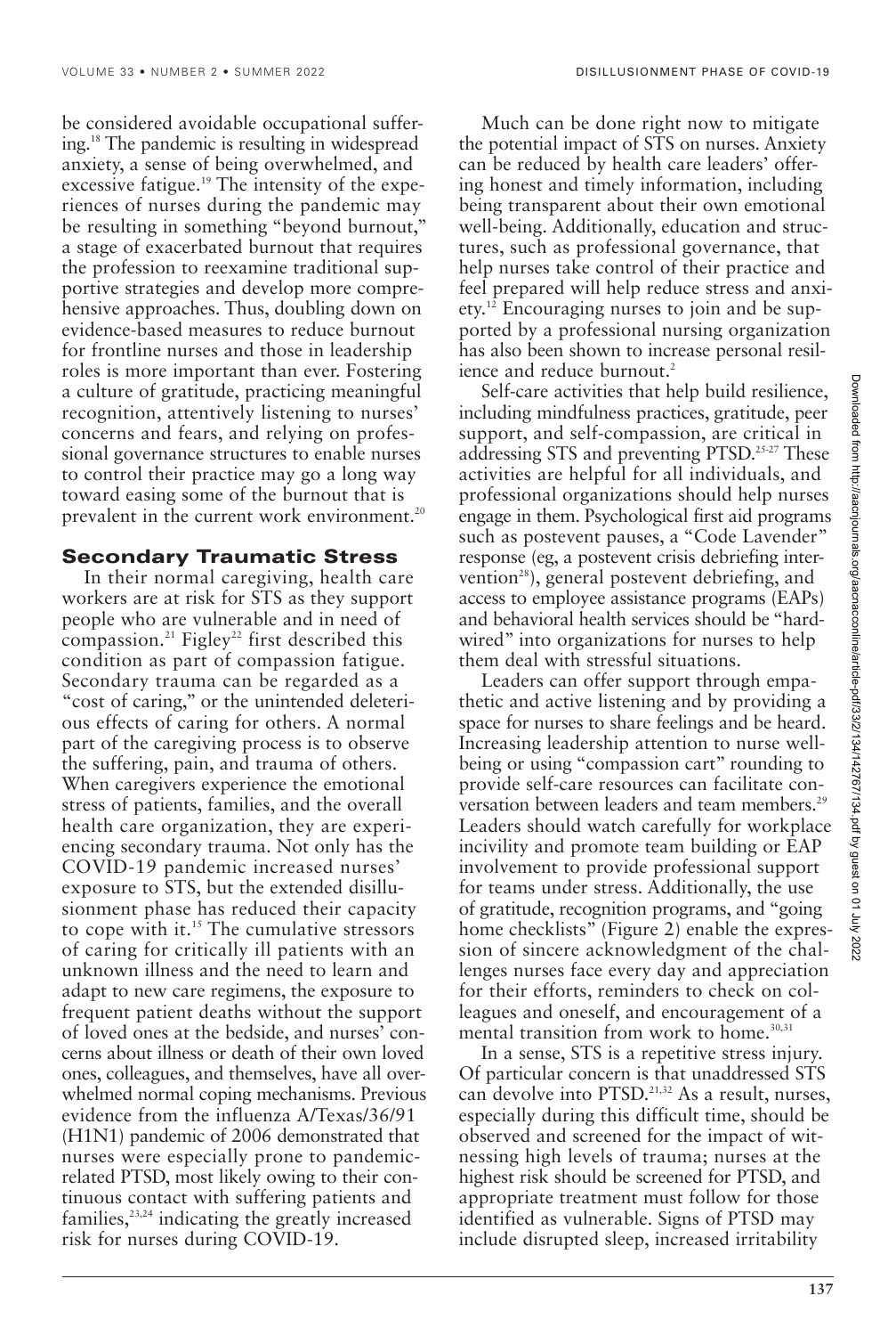be considered avoidable occupational suffering.[18] The pandemic is resulting in widespread anxiety, a sense of being overwhelmed, and excessive fatigue.[19] The intensity of the experiences of nurses during the pandemic may be resulting in something "beyond burnout," a stage of exacerbated burnout that requires the profession to reexamine traditional supportive strategies and develop more comprehensive approaches. Thus, doubling down on evidence-based measures to reduce burnout for frontline nurses and those in leadership roles is more important than ever. Fostering a culture of gratitude, practicing meaningful recognition, attentively listening to nurses' concerns and fears, and relying on professional governance structures to enable nurses to control their practice may go a long way toward easing some of the burnout that is prevalent in the current work environment.[20]

## Secondary Traumatic Stress

In their normal caregiving, health care workers are at risk for STS as they support people who are vulnerable and in need of compassion.[21] Figley[22] first described this condition as part of compassion fatigue. Secondary trauma can be regarded as a "cost of caring," or the unintended deleterious effects of caring for others. A normal part of the caregiving process is to observe the suffering, pain, and trauma of others. When caregivers experience the emotional stress of patients, families, and the overall health care organization, they are experiencing secondary trauma. Not only has the COVID-19 pandemic increased nurses' exposure to STS, but the extended disillusionment phase has reduced their capacity to cope with it.[15] The cumulative stressors of caring for critically ill patients with an unknown illness and the need to learn and adapt to new care regimens, the exposure to frequent patient deaths without the support of loved ones at the bedside, and nurses' concerns about illness or death of their own loved ones, colleagues, and themselves, have all overwhelmed normal coping mechanisms. Previous evidence from the influenza A/Texas/36/91 (H1N1) pandemic of 2006 demonstrated that nurses were especially prone to pandemic-related PTSD, most likely owing to their continuous contact with suffering patients and families,[23,24] indicating the greatly increased risk for nurses during COVID-19.

Much can be done right now to mitigate the potential impact of STS on nurses. Anxiety can be reduced by health care leaders' offering honest and timely information, including being transparent about their own emotional well-being. Additionally, education and structures, such as professional governance, that help nurses take control of their practice and feel prepared will help reduce stress and anxiety.[12] Encouraging nurses to join and be supported by a professional nursing organization has also been shown to increase personal resilience and reduce burnout.[2]

Self-care activities that help build resilience, including mindfulness practices, gratitude, peer support, and self-compassion, are critical in addressing STS and preventing PTSD.[25-27] These activities are helpful for all individuals, and professional organizations should help nurses engage in them. Psychological first aid programs such as postevent pauses, a "Code Lavender" response (eg, a postevent crisis debriefing intervention[28]), general postevent debriefing, and access to employee assistance programs (EAPs) and behavioral health services should be "hardwired" into organizations for nurses to help them deal with stressful situations.

Leaders can offer support through empathetic and active listening and by providing a space for nurses to share feelings and be heard. Increasing leadership attention to nurse well-being or using "compassion cart" rounding to provide self-care resources can facilitate conversation between leaders and team members.[29] Leaders should watch carefully for workplace incivility and promote team building or EAP involvement to provide professional support for teams under stress. Additionally, the use of gratitude, recognition programs, and "going home checklists" (Figure 2) enable the expression of sincere acknowledgment of the challenges nurses face every day and appreciation for their efforts, reminders to check on colleagues and oneself, and encouragement of a mental transition from work to home.[30,31]

In a sense, STS is a repetitive stress injury. Of particular concern is that unaddressed STS can devolve into PTSD.[21,32] As a result, nurses, especially during this difficult time, should be observed and screened for the impact of witnessing high levels of trauma; nurses at the highest risk should be screened for PTSD, and appropriate treatment must follow for those identified as vulnerable. Signs of PTSD may include disrupted sleep, increased irritability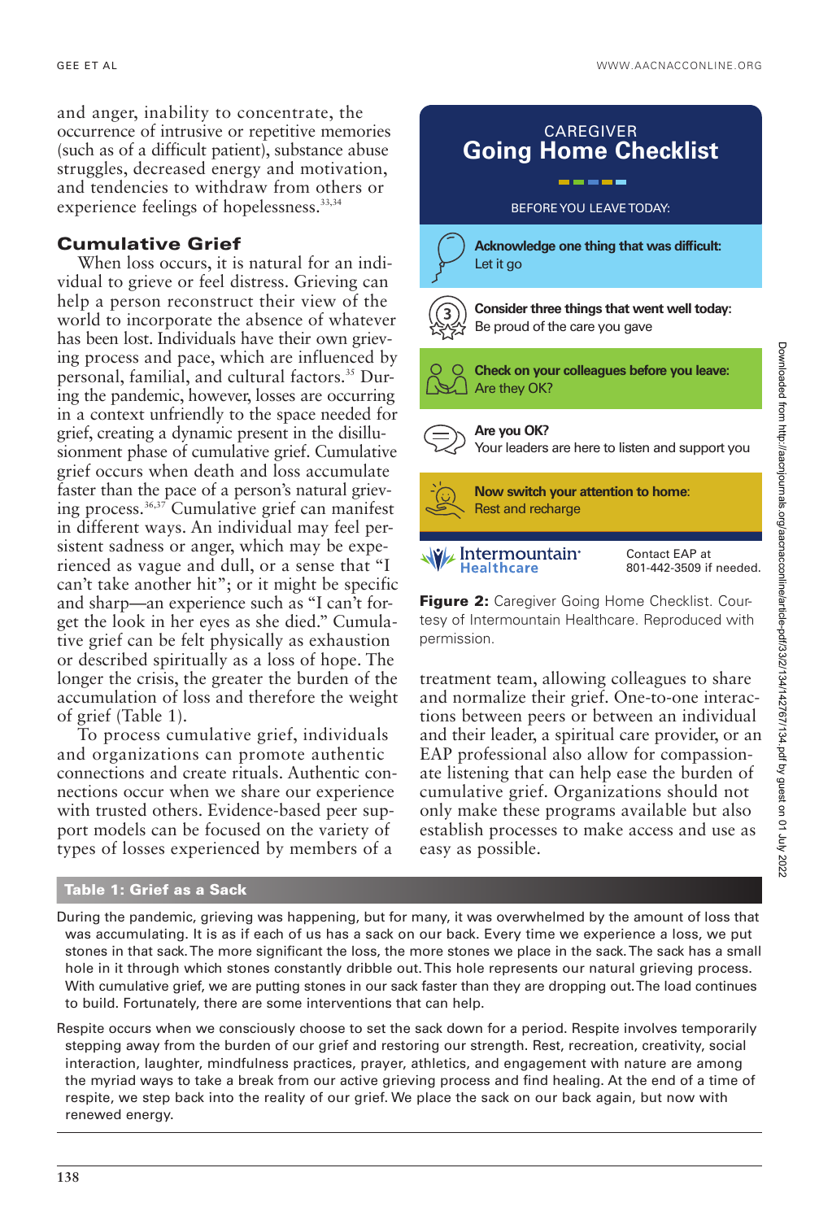and anger, inability to concentrate, the occurrence of intrusive or repetitive memories (such as of a difficult patient), substance abuse struggles, decreased energy and motivation, and tendencies to withdraw from others or experience feelings of hopelessness.[33,34]

## Cumulative Grief

When loss occurs, it is natural for an individual to grieve or feel distress. Grieving can help a person reconstruct their view of the world to incorporate the absence of whatever has been lost. Individuals have their own grieving process and pace, which are influenced by personal, familial, and cultural factors.[35] During the pandemic, however, losses are occurring in a context unfriendly to the space needed for grief, creating a dynamic present in the disillusionment phase of cumulative grief. Cumulative grief occurs when death and loss accumulate faster than the pace of a person's natural grieving process.[36,37] Cumulative grief can manifest in different ways. An individual may feel persistent sadness or anger, which may be experienced as vague and dull, or a sense that "I can't take another hit"; or it might be specific and sharp—an experience such as "I can't forget the look in her eyes as she died." Cumulative grief can be felt physically as exhaustion or described spiritually as a loss of hope. The longer the crisis, the greater the burden of the accumulation of loss and therefore the weight of grief (Table 1).

To process cumulative grief, individuals and organizations can promote authentic connections and create rituals. Authentic connections occur when we share our experience with trusted others. Evidence-based peer support models can be focused on the variety of types of losses experienced by members of a treatment team, allowing colleagues to share and normalize their grief. One-to-one interactions between peers or between an individual and their leader, a spiritual care provider, or an EAP professional also allow for compassionate listening that can help ease the burden of cumulative grief. Organizations should not only make these programs available but also establish processes to make access and use as easy as possible.

CAREGIVER
**Going Home Checklist**

BEFORE YOU LEAVE TODAY:

- **Acknowledge one thing that was difficult:** Let it go
- **Consider three things that went well today:** Be proud of the care you gave
- **Check on your colleagues before you leave:** Are they OK?
- **Are you OK?** Your leaders are here to listen and support you
- **Now switch your attention to home:** Rest and recharge

Intermountain Healthcare — Contact EAP at 801-442-3509 if needed.

**Figure 2:** Caregiver Going Home Checklist. Courtesy of Intermountain Healthcare. Reproduced with permission.

**Table 1: Grief as a Sack**

During the pandemic, grieving was happening, but for many, it was overwhelmed by the amount of loss that was accumulating. It is as if each of us has a sack on our back. Every time we experience a loss, we put stones in that sack. The more significant the loss, the more stones we place in the sack. The sack has a small hole in it through which stones constantly dribble out. This hole represents our natural grieving process. With cumulative grief, we are putting stones in our sack faster than they are dropping out. The load continues to build. Fortunately, there are some interventions that can help.

Respite occurs when we consciously choose to set the sack down for a period. Respite involves temporarily stepping away from the burden of our grief and restoring our strength. Rest, recreation, creativity, social interaction, laughter, mindfulness practices, prayer, athletics, and engagement with nature are among the myriad ways to take a break from our active grieving process and find healing. At the end of a time of respite, we step back into the reality of our grief. We place the sack on our back again, but now with renewed energy.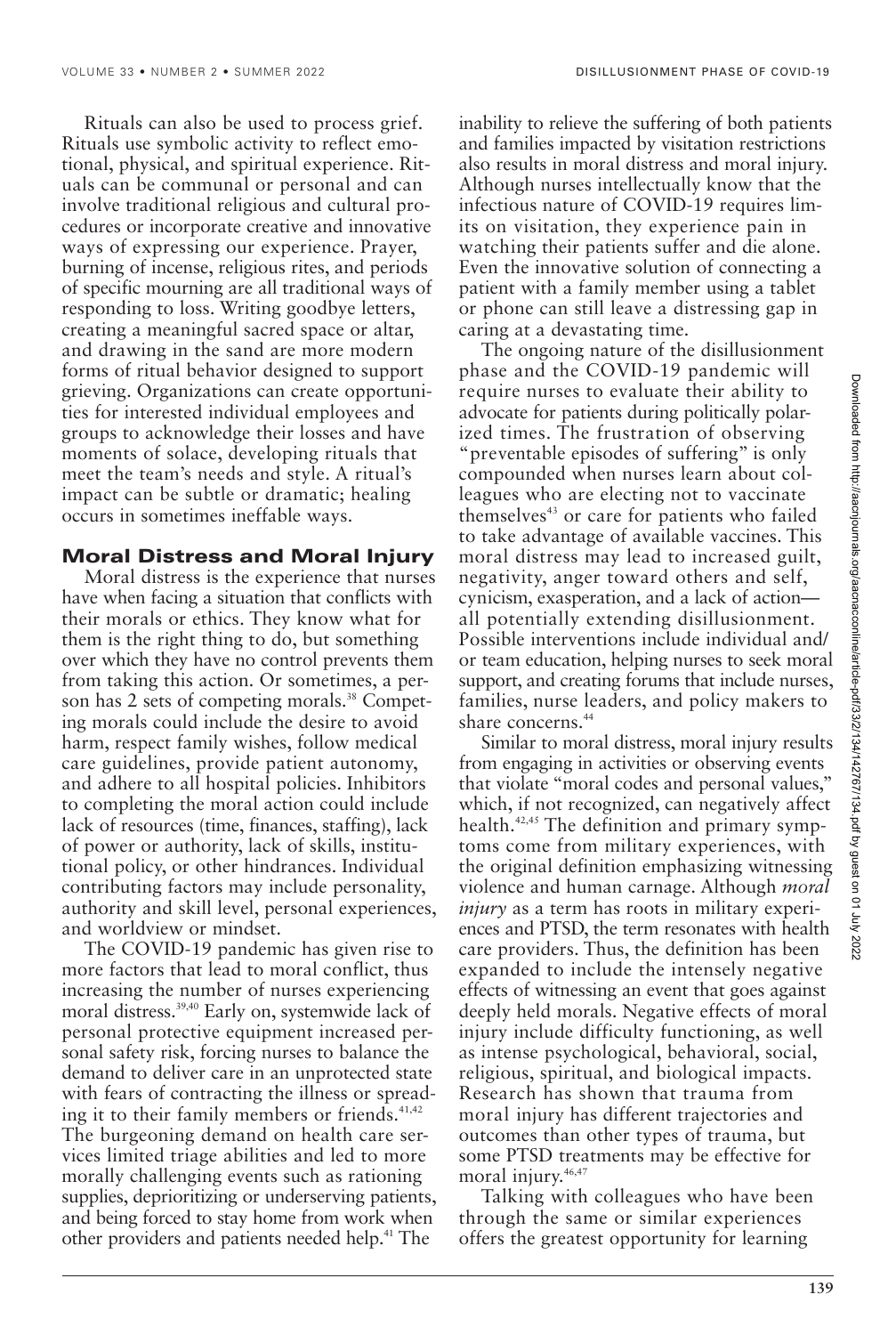Rituals can also be used to process grief. Rituals use symbolic activity to reflect emotional, physical, and spiritual experience. Rituals can be communal or personal and can involve traditional religious and cultural procedures or incorporate creative and innovative ways of expressing our experience. Prayer, burning of incense, religious rites, and periods of specific mourning are all traditional ways of responding to loss. Writing goodbye letters, creating a meaningful sacred space or altar, and drawing in the sand are more modern forms of ritual behavior designed to support grieving. Organizations can create opportunities for interested individual employees and groups to acknowledge their losses and have moments of solace, developing rituals that meet the team's needs and style. A ritual's impact can be subtle or dramatic; healing occurs in sometimes ineffable ways.

## Moral Distress and Moral Injury

Moral distress is the experience that nurses have when facing a situation that conflicts with their morals or ethics. They know what for them is the right thing to do, but something over which they have no control prevents them from taking this action. Or sometimes, a person has 2 sets of competing morals.[38] Competing morals could include the desire to avoid harm, respect family wishes, follow medical care guidelines, provide patient autonomy, and adhere to all hospital policies. Inhibitors to completing the moral action could include lack of resources (time, finances, staffing), lack of power or authority, lack of skills, institutional policy, or other hindrances. Individual contributing factors may include personality, authority and skill level, personal experiences, and worldview or mindset.

The COVID-19 pandemic has given rise to more factors that lead to moral conflict, thus increasing the number of nurses experiencing moral distress.[39,40] Early on, systemwide lack of personal protective equipment increased personal safety risk, forcing nurses to balance the demand to deliver care in an unprotected state with fears of contracting the illness or spreading it to their family members or friends.[41,42] The burgeoning demand on health care services limited triage abilities and led to more morally challenging events such as rationing supplies, deprioritizing or underserving patients, and being forced to stay home from work when other providers and patients needed help.[41] The inability to relieve the suffering of both patients and families impacted by visitation restrictions also results in moral distress and moral injury. Although nurses intellectually know that the infectious nature of COVID-19 requires limits on visitation, they experience pain in watching their patients suffer and die alone. Even the innovative solution of connecting a patient with a family member using a tablet or phone can still leave a distressing gap in caring at a devastating time.

The ongoing nature of the disillusionment phase and the COVID-19 pandemic will require nurses to evaluate their ability to advocate for patients during politically polarized times. The frustration of observing "preventable episodes of suffering" is only compounded when nurses learn about colleagues who are electing not to vaccinate themselves[43] or care for patients who failed to take advantage of available vaccines. This moral distress may lead to increased guilt, negativity, anger toward others and self, cynicism, exasperation, and a lack of action—all potentially extending disillusionment. Possible interventions include individual and/or team education, helping nurses to seek moral support, and creating forums that include nurses, families, nurse leaders, and policy makers to share concerns.[44]

Similar to moral distress, moral injury results from engaging in activities or observing events that violate "moral codes and personal values," which, if not recognized, can negatively affect health.[42,45] The definition and primary symptoms come from military experiences, with the original definition emphasizing witnessing violence and human carnage. Although *moral injury* as a term has roots in military experiences and PTSD, the term resonates with health care providers. Thus, the definition has been expanded to include the intensely negative effects of witnessing an event that goes against deeply held morals. Negative effects of moral injury include difficulty functioning, as well as intense psychological, behavioral, social, religious, spiritual, and biological impacts. Research has shown that trauma from moral injury has different trajectories and outcomes than other types of trauma, but some PTSD treatments may be effective for moral injury.[46,47]

Talking with colleagues who have been through the same or similar experiences offers the greatest opportunity for learning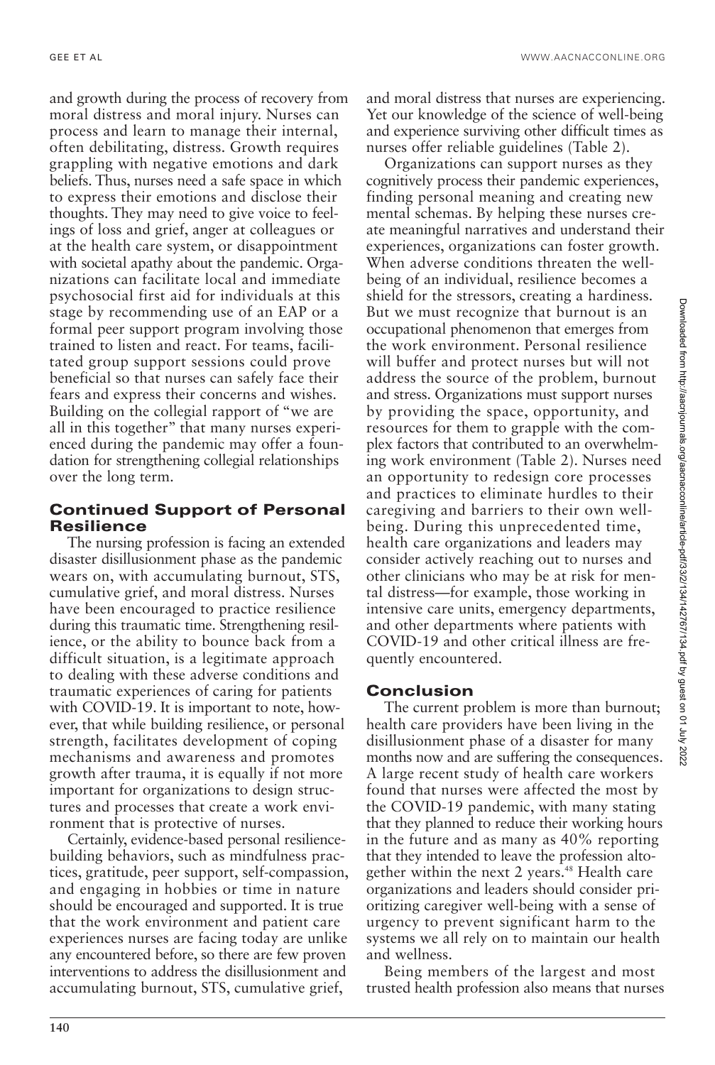and growth during the process of recovery from moral distress and moral injury. Nurses can process and learn to manage their internal, often debilitating, distress. Growth requires grappling with negative emotions and dark beliefs. Thus, nurses need a safe space in which to express their emotions and disclose their thoughts. They may need to give voice to feelings of loss and grief, anger at colleagues or at the health care system, or disappointment with societal apathy about the pandemic. Organizations can facilitate local and immediate psychosocial first aid for individuals at this stage by recommending use of an EAP or a formal peer support program involving those trained to listen and react. For teams, facilitated group support sessions could prove beneficial so that nurses can safely face their fears and express their concerns and wishes. Building on the collegial rapport of "we are all in this together" that many nurses experienced during the pandemic may offer a foundation for strengthening collegial relationships over the long term.

## Continued Support of Personal Resilience

The nursing profession is facing an extended disaster disillusionment phase as the pandemic wears on, with accumulating burnout, STS, cumulative grief, and moral distress. Nurses have been encouraged to practice resilience during this traumatic time. Strengthening resilience, or the ability to bounce back from a difficult situation, is a legitimate approach to dealing with these adverse conditions and traumatic experiences of caring for patients with COVID-19. It is important to note, however, that while building resilience, or personal strength, facilitates development of coping mechanisms and awareness and promotes growth after trauma, it is equally if not more important for organizations to design structures and processes that create a work environment that is protective of nurses.

Certainly, evidence-based personal resilience-building behaviors, such as mindfulness practices, gratitude, peer support, self-compassion, and engaging in hobbies or time in nature should be encouraged and supported. It is true that the work environment and patient care experiences nurses are facing today are unlike any encountered before, so there are few proven interventions to address the disillusionment and accumulating burnout, STS, cumulative grief, and moral distress that nurses are experiencing. Yet our knowledge of the science of well-being and experience surviving other difficult times as nurses offer reliable guidelines (Table 2).

Organizations can support nurses as they cognitively process their pandemic experiences, finding personal meaning and creating new mental schemas. By helping these nurses create meaningful narratives and understand their experiences, organizations can foster growth. When adverse conditions threaten the well-being of an individual, resilience becomes a shield for the stressors, creating a hardiness. But we must recognize that burnout is an occupational phenomenon that emerges from the work environment. Personal resilience will buffer and protect nurses but will not address the source of the problem, burnout and stress. Organizations must support nurses by providing the space, opportunity, and resources for them to grapple with the complex factors that contributed to an overwhelming work environment (Table 2). Nurses need an opportunity to redesign core processes and practices to eliminate hurdles to their caregiving and barriers to their own well-being. During this unprecedented time, health care organizations and leaders may consider actively reaching out to nurses and other clinicians who may be at risk for mental distress—for example, those working in intensive care units, emergency departments, and other departments where patients with COVID-19 and other critical illness are frequently encountered.

## Conclusion

The current problem is more than burnout; health care providers have been living in the disillusionment phase of a disaster for many months now and are suffering the consequences. A large recent study of health care workers found that nurses were affected the most by the COVID-19 pandemic, with many stating that they planned to reduce their working hours in the future and as many as 40% reporting that they intended to leave the profession altogether within the next 2 years.[48] Health care organizations and leaders should consider prioritizing caregiver well-being with a sense of urgency to prevent significant harm to the systems we all rely on to maintain our health and wellness.

Being members of the largest and most trusted health profession also means that nurses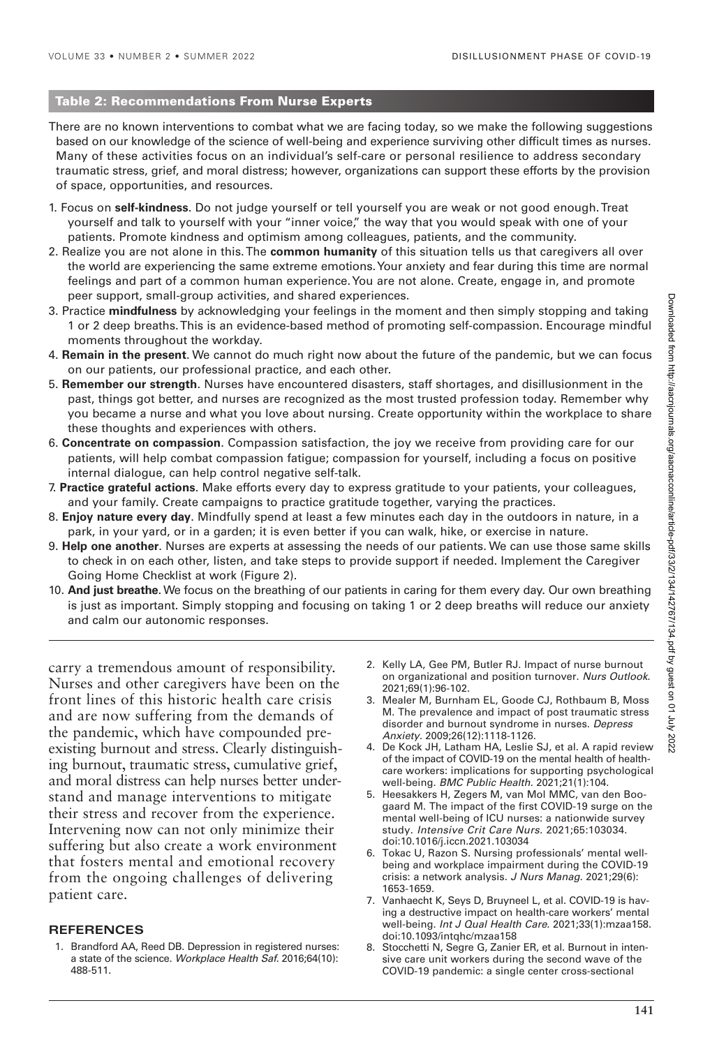### Table 2: Recommendations From Nurse Experts

There are no known interventions to combat what we are facing today, so we make the following suggestions based on our knowledge of the science of well-being and experience surviving other difficult times as nurses. Many of these activities focus on an individual's self-care or personal resilience to address secondary traumatic stress, grief, and moral distress; however, organizations can support these efforts by the provision of space, opportunities, and resources.

1. Focus on **self-kindness**. Do not judge yourself or tell yourself you are weak or not good enough. Treat yourself and talk to yourself with your "inner voice," the way that you would speak with one of your patients. Promote kindness and optimism among colleagues, patients, and the community.
2. Realize you are not alone in this. The **common humanity** of this situation tells us that caregivers all over the world are experiencing the same extreme emotions. Your anxiety and fear during this time are normal feelings and part of a common human experience. You are not alone. Create, engage in, and promote peer support, small-group activities, and shared experiences.
3. Practice **mindfulness** by acknowledging your feelings in the moment and then simply stopping and taking 1 or 2 deep breaths. This is an evidence-based method of promoting self-compassion. Encourage mindful moments throughout the workday.
4. **Remain in the present**. We cannot do much right now about the future of the pandemic, but we can focus on our patients, our professional practice, and each other.
5. **Remember our strength**. Nurses have encountered disasters, staff shortages, and disillusionment in the past, things got better, and nurses are recognized as the most trusted profession today. Remember why you became a nurse and what you love about nursing. Create opportunity within the workplace to share these thoughts and experiences with others.
6. **Concentrate on compassion**. Compassion satisfaction, the joy we receive from providing care for our patients, will help combat compassion fatigue; compassion for yourself, including a focus on positive internal dialogue, can help control negative self-talk.
7. **Practice grateful actions**. Make efforts every day to express gratitude to your patients, your colleagues, and your family. Create campaigns to practice gratitude together, varying the practices.
8. **Enjoy nature every day**. Mindfully spend at least a few minutes each day in the outdoors in nature, in a park, in your yard, or in a garden; it is even better if you can walk, hike, or exercise in nature.
9. **Help one another**. Nurses are experts at assessing the needs of our patients. We can use those same skills to check in on each other, listen, and take steps to provide support if needed. Implement the Caregiver Going Home Checklist at work (Figure 2).
10. **And just breathe**. We focus on the breathing of our patients in caring for them every day. Our own breathing is just as important. Simply stopping and focusing on taking 1 or 2 deep breaths will reduce our anxiety and calm our autonomic responses.

carry a tremendous amount of responsibility. Nurses and other caregivers have been on the front lines of this historic health care crisis and are now suffering from the demands of the pandemic, which have compounded preexisting burnout and stress. Clearly distinguishing burnout, traumatic stress, cumulative grief, and moral distress can help nurses better understand and manage interventions to mitigate their stress and recover from the experience. Intervening now can not only minimize their suffering but also create a work environment that fosters mental and emotional recovery from the ongoing challenges of delivering patient care.

## REFERENCES

1. Brandford AA, Reed DB. Depression in registered nurses: a state of the science. *Workplace Health Saf.* 2016;64(10):488-511.
2. Kelly LA, Gee PM, Butler RJ. Impact of nurse burnout on organizational and position turnover. *Nurs Outlook.* 2021;69(1):96-102.
3. Mealer M, Burnham EL, Goode CJ, Rothbaum B, Moss M. The prevalence and impact of post traumatic stress disorder and burnout syndrome in nurses. *Depress Anxiety.* 2009;26(12):1118-1126.
4. De Kock JH, Latham HA, Leslie SJ, et al. A rapid review of the impact of COVID-19 on the mental health of healthcare workers: implications for supporting psychological well-being. *BMC Public Health.* 2021;21(1):104.
5. Heesakkers H, Zegers M, van Mol MMC, van den Boogaard M. The impact of the first COVID-19 surge on the mental well-being of ICU nurses: a nationwide survey study. *Intensive Crit Care Nurs.* 2021;65:103034. doi:10.1016/j.iccn.2021.103034
6. Tokac U, Razon S. Nursing professionals' mental well-being and workplace impairment during the COVID-19 crisis: a network analysis. *J Nurs Manag.* 2021;29(6):1653-1659.
7. Vanhaecht K, Seys D, Bruyneel L, et al. COVID-19 is having a destructive impact on health-care workers' mental well-being. *Int J Qual Health Care.* 2021;33(1):mzaa158. doi:10.1093/intqhc/mzaa158
8. Stocchetti N, Segre G, Zanier ER, et al. Burnout in intensive care unit workers during the second wave of the COVID-19 pandemic: a single center cross-sectional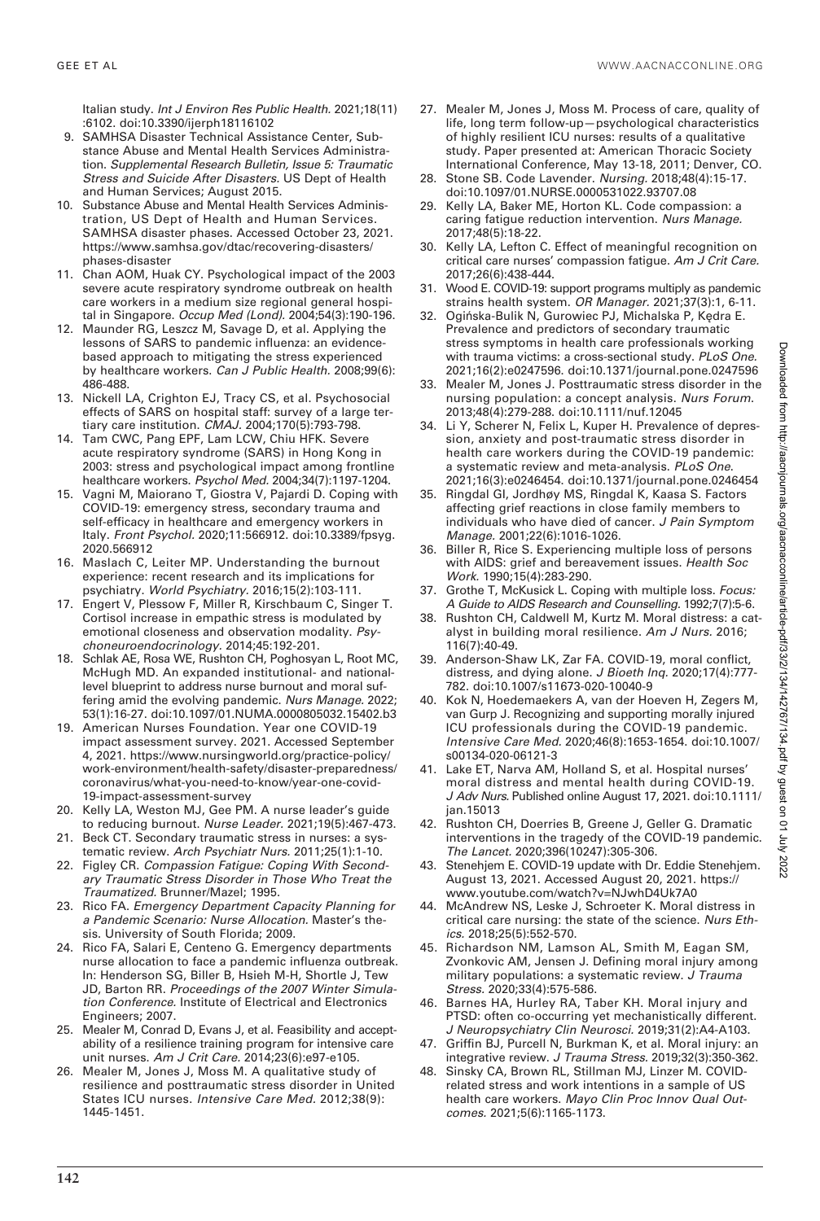Italian study. *Int J Environ Res Public Health.* 2021;18(11):6102. doi:10.3390/ijerph18116102

9. SAMHSA Disaster Technical Assistance Center, Substance Abuse and Mental Health Services Administration. *Supplemental Research Bulletin, Issue 5: Traumatic Stress and Suicide After Disasters.* US Dept of Health and Human Services; August 2015.
10. Substance Abuse and Mental Health Services Administration, US Dept of Health and Human Services. SAMHSA disaster phases. Accessed October 23, 2021. https://www.samhsa.gov/dtac/recovering-disasters/phases-disaster
11. Chan AOM, Huak CY. Psychological impact of the 2003 severe acute respiratory syndrome outbreak on health care workers in a medium size regional general hospital in Singapore. *Occup Med (Lond).* 2004;54(3):190-196.
12. Maunder RG, Leszcz M, Savage D, et al. Applying the lessons of SARS to pandemic influenza: an evidence-based approach to mitigating the stress experienced by healthcare workers. *Can J Public Health.* 2008;99(6):486-488.
13. Nickell LA, Crighton EJ, Tracy CS, et al. Psychosocial effects of SARS on hospital staff: survey of a large tertiary care institution. *CMAJ.* 2004;170(5):793-798.
14. Tam CWC, Pang EPF, Lam LCW, Chiu HFK. Severe acute respiratory syndrome (SARS) in Hong Kong in 2003: stress and psychological impact among frontline healthcare workers. *Psychol Med.* 2004;34(7):1197-1204.
15. Vagni M, Maiorano T, Giostra V, Pajardi D. Coping with COVID-19: emergency stress, secondary trauma and self-efficacy in healthcare and emergency workers in Italy. *Front Psychol.* 2020;11:566912. doi:10.3389/fpsyg.2020.566912
16. Maslach C, Leiter MP. Understanding the burnout experience: recent research and its implications for psychiatry. *World Psychiatry.* 2016;15(2):103-111.
17. Engert V, Plessow F, Miller R, Kirschbaum C, Singer T. Cortisol increase in empathic stress is modulated by emotional closeness and observation modality. *Psychoneuroendocrinology.* 2014;45:192-201.
18. Schlak AE, Rosa WE, Rushton CH, Poghosyan L, Root MC, McHugh MD. An expanded institutional- and national-level blueprint to address nurse burnout and moral suffering amid the evolving pandemic. *Nurs Manage.* 2022;53(1):16-27. doi:10.1097/01.NUMA.0000805032.15402.b3
19. American Nurses Foundation. Year one COVID-19 impact assessment survey. 2021. Accessed September 4, 2021. https://www.nursingworld.org/practice-policy/work-environment/health-safety/disaster-preparedness/coronavirus/what-you-need-to-know/year-one-covid-19-impact-assessment-survey
20. Kelly LA, Weston MJ, Gee PM. A nurse leader's guide to reducing burnout. *Nurse Leader.* 2021;19(5):467-473.
21. Beck CT. Secondary traumatic stress in nurses: a systematic review. *Arch Psychiatr Nurs.* 2011;25(1):1-10.
22. Figley CR. *Compassion Fatigue: Coping With Secondary Traumatic Stress Disorder in Those Who Treat the Traumatized.* Brunner/Mazel; 1995.
23. Rico FA. *Emergency Department Capacity Planning for a Pandemic Scenario: Nurse Allocation.* Master's thesis. University of South Florida; 2009.
24. Rico FA, Salari E, Centeno G. Emergency departments nurse allocation to face a pandemic influenza outbreak. In: Henderson SG, Biller B, Hsieh M-H, Shortle J, Tew JD, Barton RR. *Proceedings of the 2007 Winter Simulation Conference.* Institute of Electrical and Electronics Engineers; 2007.
25. Mealer M, Conrad D, Evans J, et al. Feasibility and acceptability of a resilience training program for intensive care unit nurses. *Am J Crit Care.* 2014;23(6):e97-e105.
26. Mealer M, Jones J, Moss M. A qualitative study of resilience and posttraumatic stress disorder in United States ICU nurses. *Intensive Care Med.* 2012;38(9):1445-1451.
27. Mealer M, Jones J, Moss M. Process of care, quality of life, long term follow-up—psychological characteristics of highly resilient ICU nurses: results of a qualitative study. Paper presented at: American Thoracic Society International Conference, May 13-18, 2011; Denver, CO.
28. Stone SB. Code Lavender. *Nursing.* 2018;48(4):15-17. doi:10.1097/01.NURSE.0000531022.93707.08
29. Kelly LA, Baker ME, Horton KL. Code compassion: a caring fatigue reduction intervention. *Nurs Manage.* 2017;48(5):18-22.
30. Kelly LA, Lefton C. Effect of meaningful recognition on critical care nurses' compassion fatigue. *Am J Crit Care.* 2017;26(6):438-444.
31. Wood E. COVID-19: support programs multiply as pandemic strains health system. *OR Manager.* 2021;37(3):1, 6-11.
32. Ogińska-Bulik N, Gurowiec PJ, Michalska P, Kędra E. Prevalence and predictors of secondary traumatic stress symptoms in health care professionals working with trauma victims: a cross-sectional study. *PLoS One.* 2021;16(2):e0247596. doi:10.1371/journal.pone.0247596
33. Mealer M, Jones J. Posttraumatic stress disorder in the nursing population: a concept analysis. *Nurs Forum.* 2013;48(4):279-288. doi:10.1111/nuf.12045
34. Li Y, Scherer N, Felix L, Kuper H. Prevalence of depression, anxiety and post-traumatic stress disorder in health care workers during the COVID-19 pandemic: a systematic review and meta-analysis. *PLoS One.* 2021;16(3):e0246454. doi:10.1371/journal.pone.0246454
35. Ringdal GI, Jordhøy MS, Ringdal K, Kaasa S. Factors affecting grief reactions in close family members to individuals who have died of cancer. *J Pain Symptom Manage.* 2001;22(6):1016-1026.
36. Biller R, Rice S. Experiencing multiple loss of persons with AIDS: grief and bereavement issues. *Health Soc Work.* 1990;15(4):283-290.
37. Grothe T, McKusick L. Coping with multiple loss. *Focus: A Guide to AIDS Research and Counselling.* 1992;7(7):5-6.
38. Rushton CH, Caldwell M, Kurtz M. Moral distress: a catalyst in building moral resilience. *Am J Nurs.* 2016;116(7):40-49.
39. Anderson-Shaw LK, Zar FA. COVID-19, moral conflict, distress, and dying alone. *J Bioeth Inq.* 2020;17(4):777-782. doi:10.1007/s11673-020-10040-9
40. Kok N, Hoedemaekers A, van der Hoeven H, Zegers M, van Gurp J. Recognizing and supporting morally injured ICU professionals during the COVID-19 pandemic. *Intensive Care Med.* 2020;46(8):1653-1654. doi:10.1007/s00134-020-06121-3
41. Lake ET, Narva AM, Holland S, et al. Hospital nurses' moral distress and mental health during COVID-19. *J Adv Nurs.* Published online August 17, 2021. doi:10.1111/jan.15013
42. Rushton CH, Doerries B, Greene J, Geller G. Dramatic interventions in the tragedy of the COVID-19 pandemic. *The Lancet.* 2020;396(10247):305-306.
43. Stenehjem E. COVID-19 update with Dr. Eddie Stenehjem. August 13, 2021. Accessed August 20, 2021. https://www.youtube.com/watch?v=NJwhD4Uk7A0
44. McAndrew NS, Leske J, Schroeter K. Moral distress in critical care nursing: the state of the science. *Nurs Ethics.* 2018;25(5):552-570.
45. Richardson NM, Lamson AL, Smith M, Eagan SM, Zvonkovic AM, Jensen J. Defining moral injury among military populations: a systematic review. *J Trauma Stress.* 2020;33(4):575-586.
46. Barnes HA, Hurley RA, Taber KH. Moral injury and PTSD: often co-occurring yet mechanistically different. *J Neuropsychiatry Clin Neurosci.* 2019;31(2):A4-A103.
47. Griffin BJ, Purcell N, Burkman K, et al. Moral injury: an integrative review. *J Trauma Stress.* 2019;32(3):350-362.
48. Sinsky CA, Brown RL, Stillman MJ, Linzer M. COVID-related stress and work intentions in a sample of US health care workers. *Mayo Clin Proc Innov Qual Outcomes.* 2021;5(6):1165-1173.